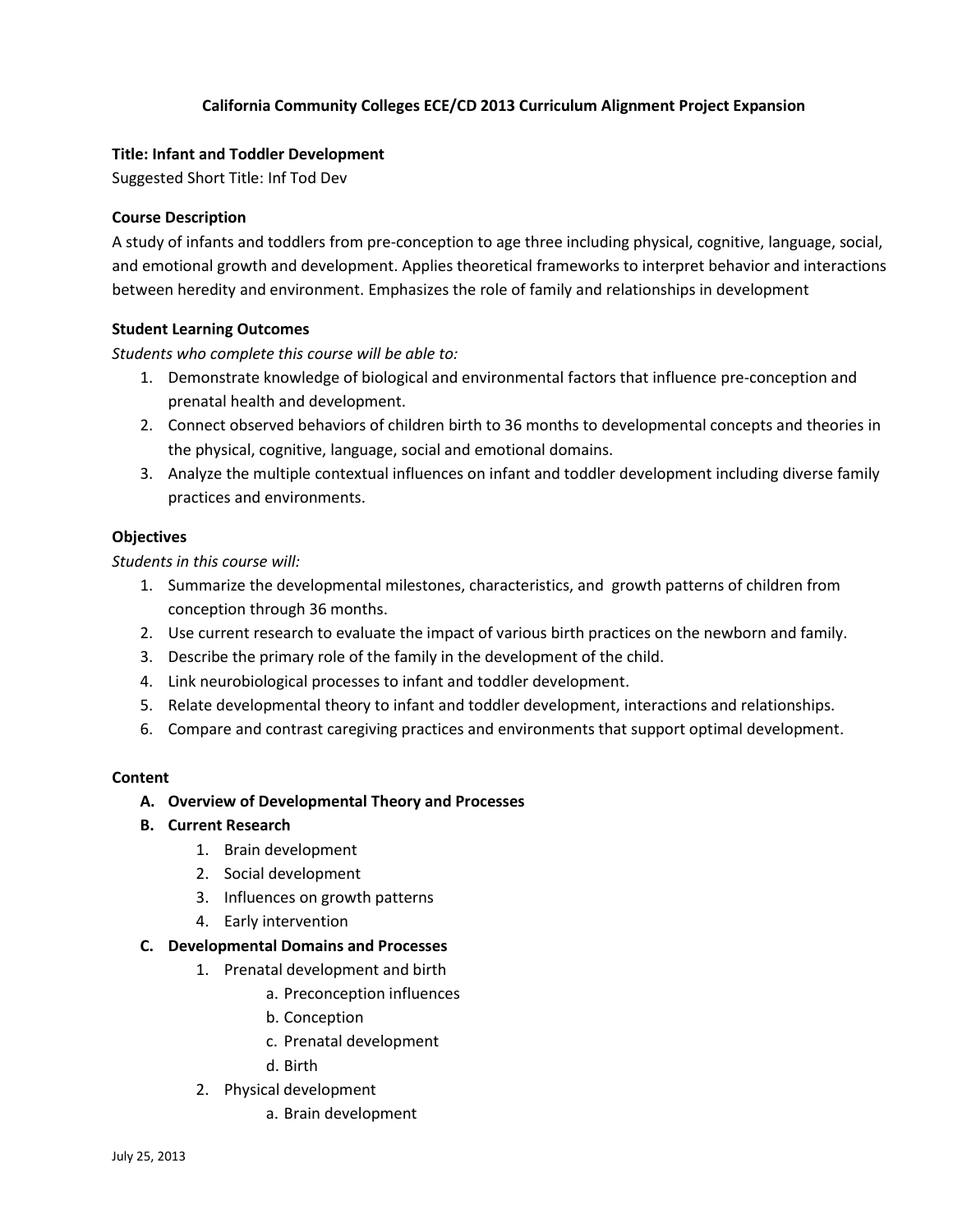# California Community Colleges ECE/CD 2013 Curriculum Alignment Project Expansion

**Title: Infant and Toddler Development**

Suggested Short Title: Inf Tod Dev

## Course Description

A study of infants and toddlers from pre-conception to age three including physical, cognitive, language, social, and emotional growth and development. Applies theoretical frameworks to interpret behavior and interactions between heredity and environment. Emphasizes the role of family and relationships in development

## Student Learning Outcomes

*Students who complete this course will be able to:*

1. Demonstrate knowledge of biological and environmental factors that influence pre-conception and prenatal health and development.
2. Connect observed behaviors of children birth to 36 months to developmental concepts and theories in the physical, cognitive, language, social and emotional domains.
3. Analyze the multiple contextual influences on infant and toddler development including diverse family practices and environments.

## Objectives

*Students in this course will:*

1. Summarize the developmental milestones, characteristics, and growth patterns of children from conception through 36 months.
2. Use current research to evaluate the impact of various birth practices on the newborn and family.
3. Describe the primary role of the family in the development of the child.
4. Link neurobiological processes to infant and toddler development.
5. Relate developmental theory to infant and toddler development, interactions and relationships.
6. Compare and contrast caregiving practices and environments that support optimal development.

## Content

- **A. Overview of Developmental Theory and Processes**
- **B. Current Research**
  1. Brain development
  2. Social development
  3. Influences on growth patterns
  4. Early intervention
- **C. Developmental Domains and Processes**
  1. Prenatal development and birth
     - a. Preconception influences
     - b. Conception
     - c. Prenatal development
     - d. Birth
  2. Physical development
     - a. Brain development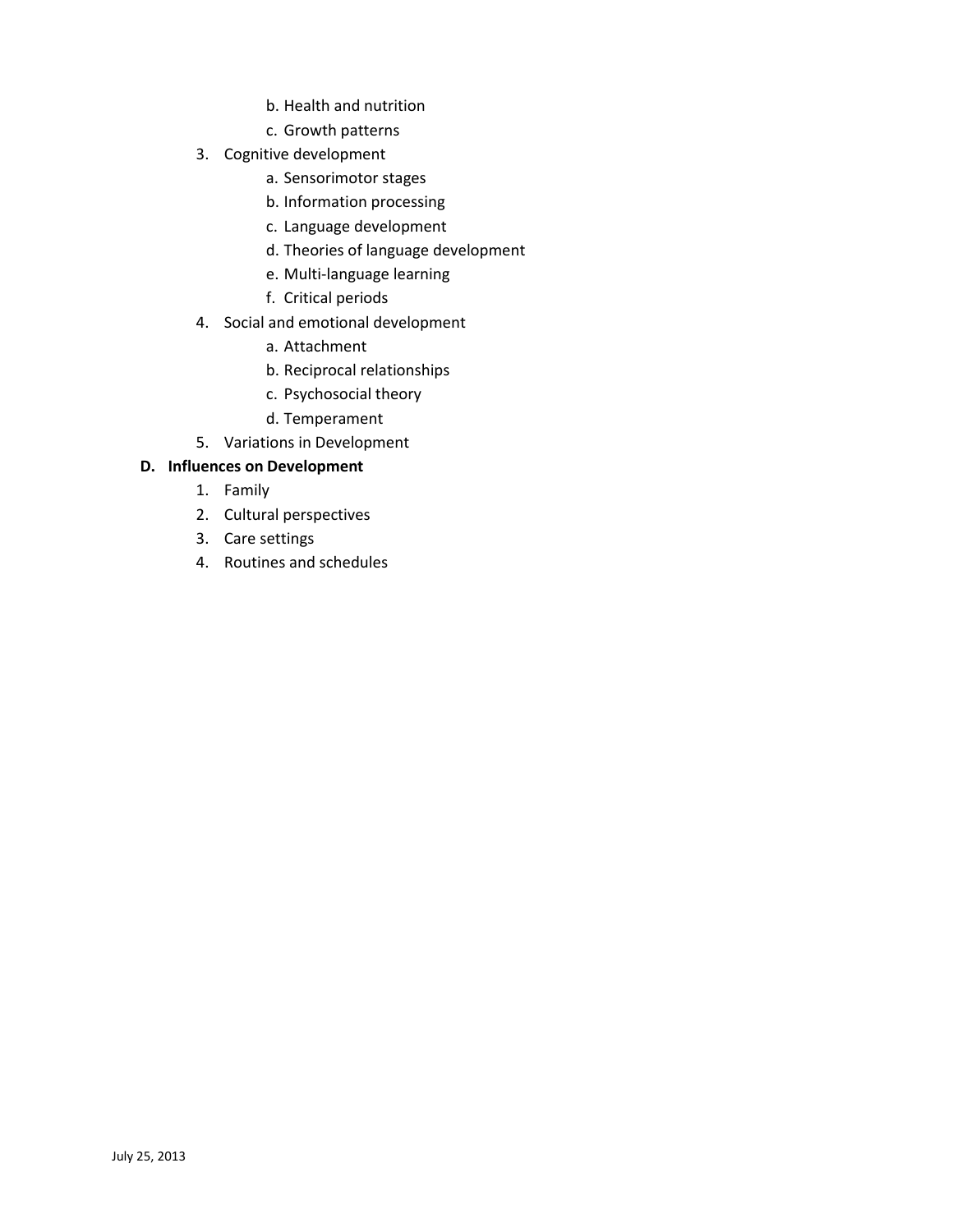b. Health and nutrition
   c. Growth patterns
3. Cognitive development
   a. Sensorimotor stages
   b. Information processing
   c. Language development
   d. Theories of language development
   e. Multi-language learning
   f. Critical periods
4. Social and emotional development
   a. Attachment
   b. Reciprocal relationships
   c. Psychosocial theory
   d. Temperament
5. Variations in Development

**D. Influences on Development**

1. Family
2. Cultural perspectives
3. Care settings
4. Routines and schedules

July 25, 2013